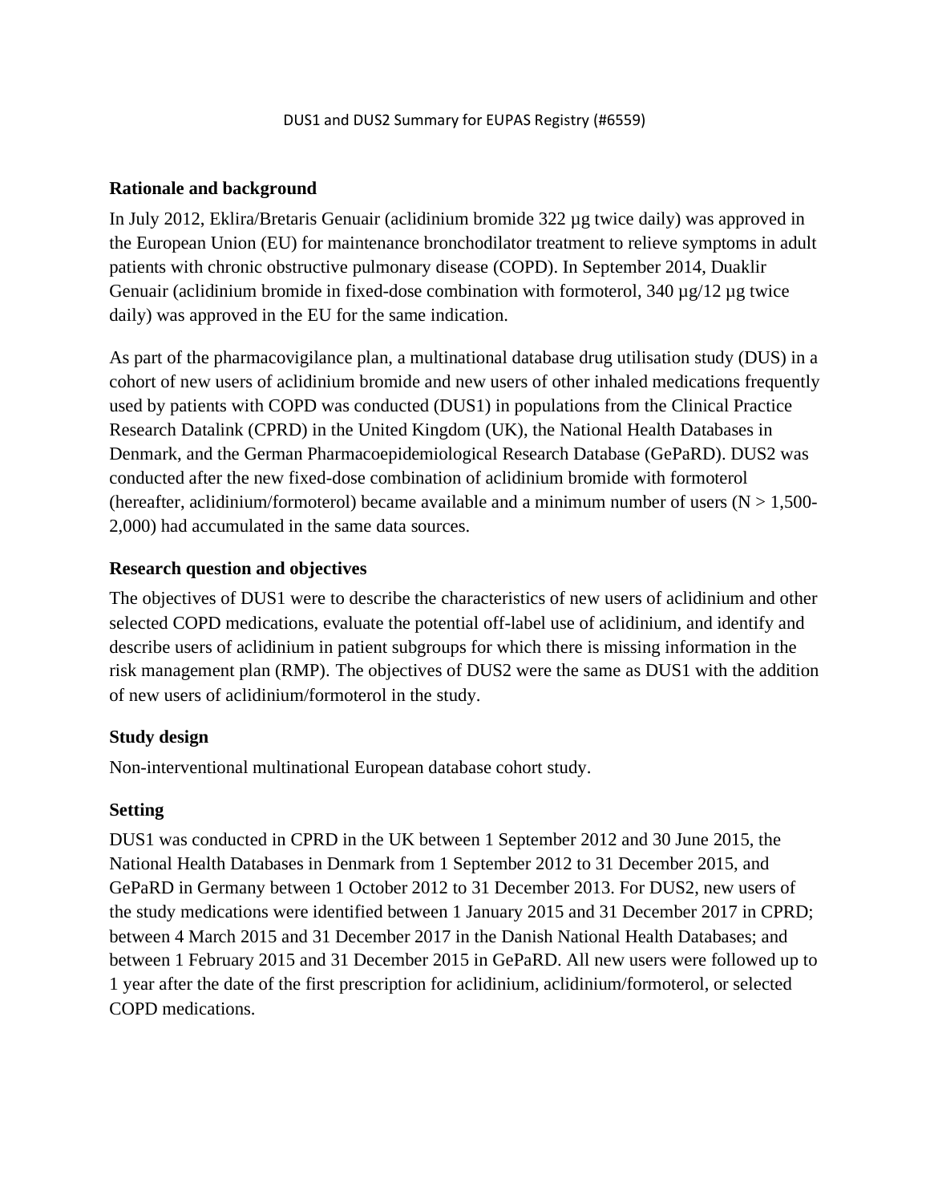DUS1 and DUS2 Summary for EUPAS Registry (#6559)

## Rationale and background

In July 2012, Eklira/Bretaris Genuair (aclidinium bromide 322 µg twice daily) was approved in the European Union (EU) for maintenance bronchodilator treatment to relieve symptoms in adult patients with chronic obstructive pulmonary disease (COPD). In September 2014, Duaklir Genuair (aclidinium bromide in fixed-dose combination with formoterol, 340 µg/12 µg twice daily) was approved in the EU for the same indication.

As part of the pharmacovigilance plan, a multinational database drug utilisation study (DUS) in a cohort of new users of aclidinium bromide and new users of other inhaled medications frequently used by patients with COPD was conducted (DUS1) in populations from the Clinical Practice Research Datalink (CPRD) in the United Kingdom (UK), the National Health Databases in Denmark, and the German Pharmacoepidemiological Research Database (GePaRD). DUS2 was conducted after the new fixed-dose combination of aclidinium bromide with formoterol (hereafter, aclidinium/formoterol) became available and a minimum number of users (N > 1,500-2,000) had accumulated in the same data sources.

## Research question and objectives

The objectives of DUS1 were to describe the characteristics of new users of aclidinium and other selected COPD medications, evaluate the potential off-label use of aclidinium, and identify and describe users of aclidinium in patient subgroups for which there is missing information in the risk management plan (RMP). The objectives of DUS2 were the same as DUS1 with the addition of new users of aclidinium/formoterol in the study.

## Study design

Non-interventional multinational European database cohort study.

## Setting

DUS1 was conducted in CPRD in the UK between 1 September 2012 and 30 June 2015, the National Health Databases in Denmark from 1 September 2012 to 31 December 2015, and GePaRD in Germany between 1 October 2012 to 31 December 2013. For DUS2, new users of the study medications were identified between 1 January 2015 and 31 December 2017 in CPRD; between 4 March 2015 and 31 December 2017 in the Danish National Health Databases; and between 1 February 2015 and 31 December 2015 in GePaRD. All new users were followed up to 1 year after the date of the first prescription for aclidinium, aclidinium/formoterol, or selected COPD medications.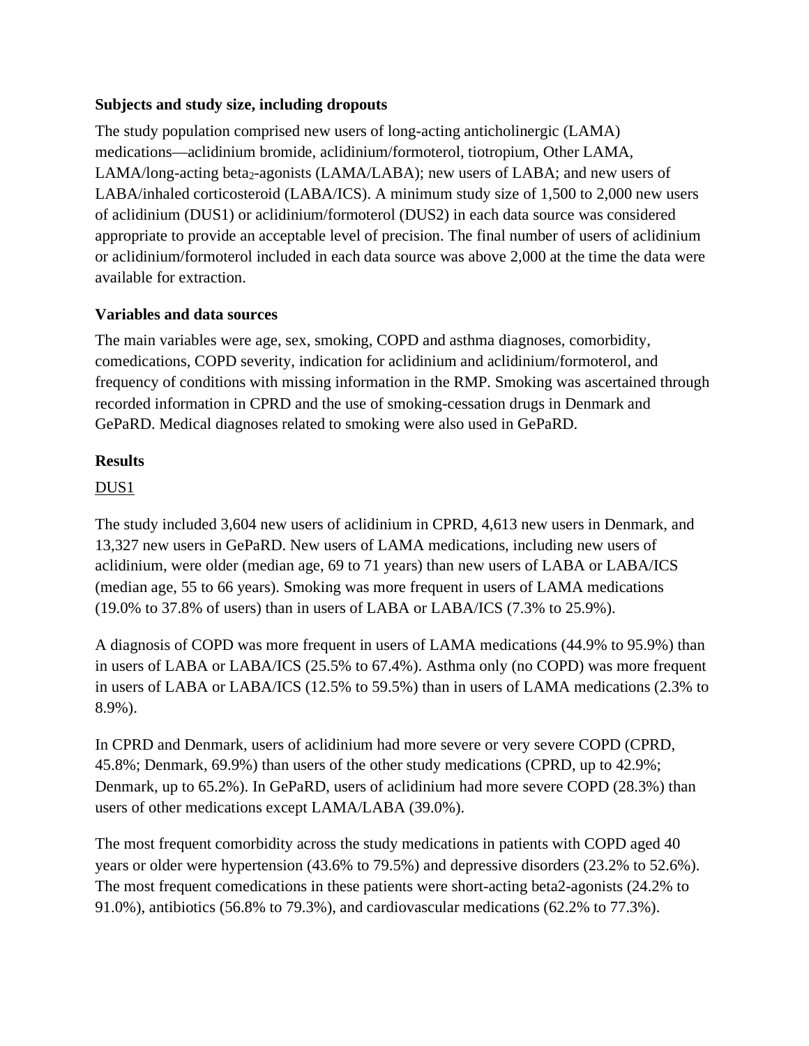**Subjects and study size, including dropouts**

The study population comprised new users of long-acting anticholinergic (LAMA) medications—aclidinium bromide, aclidinium/formoterol, tiotropium, Other LAMA, LAMA/long-acting beta$_2$-agonists (LAMA/LABA); new users of LABA; and new users of LABA/inhaled corticosteroid (LABA/ICS). A minimum study size of 1,500 to 2,000 new users of aclidinium (DUS1) or aclidinium/formoterol (DUS2) in each data source was considered appropriate to provide an acceptable level of precision. The final number of users of aclidinium or aclidinium/formoterol included in each data source was above 2,000 at the time the data were available for extraction.

**Variables and data sources**

The main variables were age, sex, smoking, COPD and asthma diagnoses, comorbidity, comedications, COPD severity, indication for aclidinium and aclidinium/formoterol, and frequency of conditions with missing information in the RMP. Smoking was ascertained through recorded information in CPRD and the use of smoking-cessation drugs in Denmark and GePaRD. Medical diagnoses related to smoking were also used in GePaRD.

**Results**

DUS1

The study included 3,604 new users of aclidinium in CPRD, 4,613 new users in Denmark, and 13,327 new users in GePaRD. New users of LAMA medications, including new users of aclidinium, were older (median age, 69 to 71 years) than new users of LABA or LABA/ICS (median age, 55 to 66 years). Smoking was more frequent in users of LAMA medications (19.0% to 37.8% of users) than in users of LABA or LABA/ICS (7.3% to 25.9%).

A diagnosis of COPD was more frequent in users of LAMA medications (44.9% to 95.9%) than in users of LABA or LABA/ICS (25.5% to 67.4%). Asthma only (no COPD) was more frequent in users of LABA or LABA/ICS (12.5% to 59.5%) than in users of LAMA medications (2.3% to 8.9%).

In CPRD and Denmark, users of aclidinium had more severe or very severe COPD (CPRD, 45.8%; Denmark, 69.9%) than users of the other study medications (CPRD, up to 42.9%; Denmark, up to 65.2%). In GePaRD, users of aclidinium had more severe COPD (28.3%) than users of other medications except LAMA/LABA (39.0%).

The most frequent comorbidity across the study medications in patients with COPD aged 40 years or older were hypertension (43.6% to 79.5%) and depressive disorders (23.2% to 52.6%). The most frequent comedications in these patients were short-acting beta2-agonists (24.2% to 91.0%), antibiotics (56.8% to 79.3%), and cardiovascular medications (62.2% to 77.3%).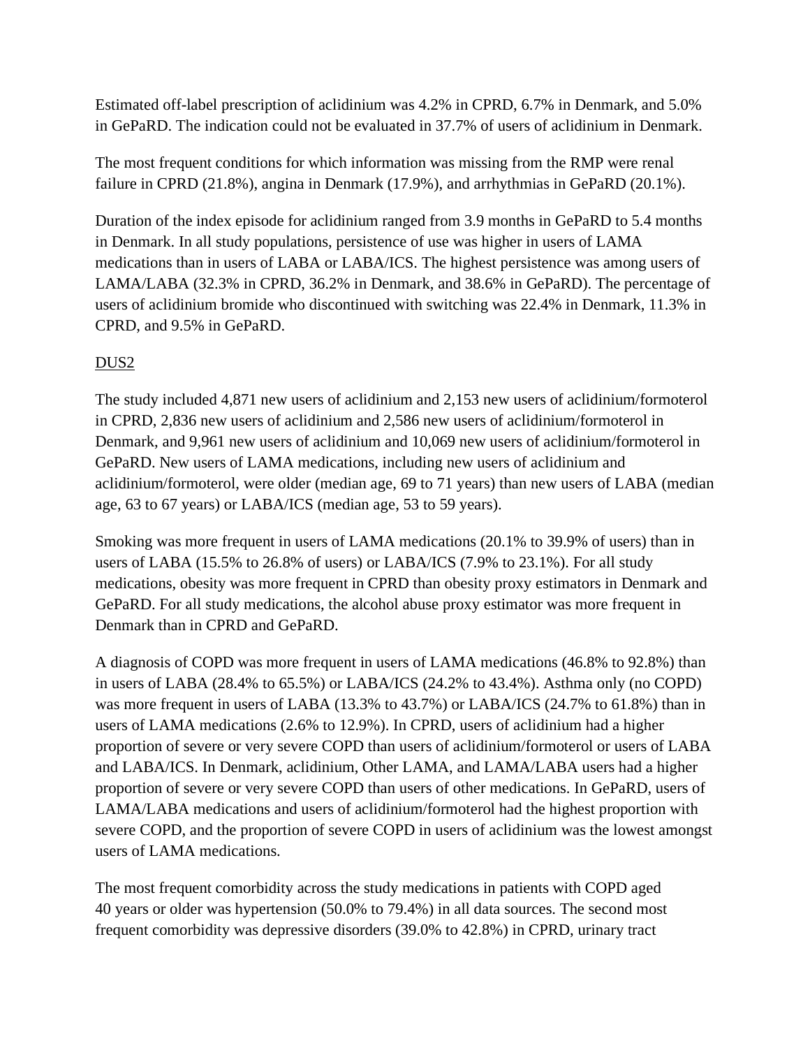Estimated off-label prescription of aclidinium was 4.2% in CPRD, 6.7% in Denmark, and 5.0% in GePaRD. The indication could not be evaluated in 37.7% of users of aclidinium in Denmark.

The most frequent conditions for which information was missing from the RMP were renal failure in CPRD (21.8%), angina in Denmark (17.9%), and arrhythmias in GePaRD (20.1%).

Duration of the index episode for aclidinium ranged from 3.9 months in GePaRD to 5.4 months in Denmark. In all study populations, persistence of use was higher in users of LAMA medications than in users of LABA or LABA/ICS. The highest persistence was among users of LAMA/LABA (32.3% in CPRD, 36.2% in Denmark, and 38.6% in GePaRD). The percentage of users of aclidinium bromide who discontinued with switching was 22.4% in Denmark, 11.3% in CPRD, and 9.5% in GePaRD.

<u>DUS2</u>

The study included 4,871 new users of aclidinium and 2,153 new users of aclidinium/formoterol in CPRD, 2,836 new users of aclidinium and 2,586 new users of aclidinium/formoterol in Denmark, and 9,961 new users of aclidinium and 10,069 new users of aclidinium/formoterol in GePaRD. New users of LAMA medications, including new users of aclidinium and aclidinium/formoterol, were older (median age, 69 to 71 years) than new users of LABA (median age, 63 to 67 years) or LABA/ICS (median age, 53 to 59 years).

Smoking was more frequent in users of LAMA medications (20.1% to 39.9% of users) than in users of LABA (15.5% to 26.8% of users) or LABA/ICS (7.9% to 23.1%). For all study medications, obesity was more frequent in CPRD than obesity proxy estimators in Denmark and GePaRD. For all study medications, the alcohol abuse proxy estimator was more frequent in Denmark than in CPRD and GePaRD.

A diagnosis of COPD was more frequent in users of LAMA medications (46.8% to 92.8%) than in users of LABA (28.4% to 65.5%) or LABA/ICS (24.2% to 43.4%). Asthma only (no COPD) was more frequent in users of LABA (13.3% to 43.7%) or LABA/ICS (24.7% to 61.8%) than in users of LAMA medications (2.6% to 12.9%). In CPRD, users of aclidinium had a higher proportion of severe or very severe COPD than users of aclidinium/formoterol or users of LABA and LABA/ICS. In Denmark, aclidinium, Other LAMA, and LAMA/LABA users had a higher proportion of severe or very severe COPD than users of other medications. In GePaRD, users of LAMA/LABA medications and users of aclidinium/formoterol had the highest proportion with severe COPD, and the proportion of severe COPD in users of aclidinium was the lowest amongst users of LAMA medications.

The most frequent comorbidity across the study medications in patients with COPD aged 40 years or older was hypertension (50.0% to 79.4%) in all data sources. The second most frequent comorbidity was depressive disorders (39.0% to 42.8%) in CPRD, urinary tract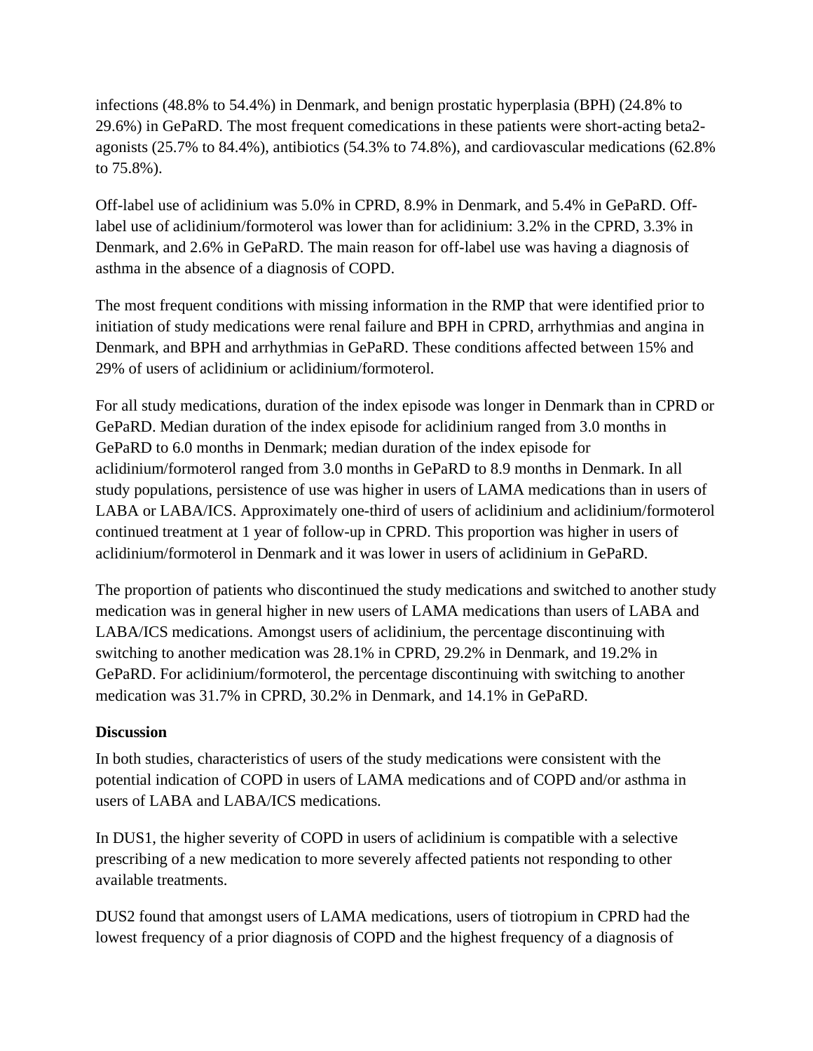infections (48.8% to 54.4%) in Denmark, and benign prostatic hyperplasia (BPH) (24.8% to 29.6%) in GePaRD. The most frequent comedications in these patients were short-acting beta2-agonists (25.7% to 84.4%), antibiotics (54.3% to 74.8%), and cardiovascular medications (62.8% to 75.8%).

Off-label use of aclidinium was 5.0% in CPRD, 8.9% in Denmark, and 5.4% in GePaRD. Off-label use of aclidinium/formoterol was lower than for aclidinium: 3.2% in the CPRD, 3.3% in Denmark, and 2.6% in GePaRD. The main reason for off-label use was having a diagnosis of asthma in the absence of a diagnosis of COPD.

The most frequent conditions with missing information in the RMP that were identified prior to initiation of study medications were renal failure and BPH in CPRD, arrhythmias and angina in Denmark, and BPH and arrhythmias in GePaRD. These conditions affected between 15% and 29% of users of aclidinium or aclidinium/formoterol.

For all study medications, duration of the index episode was longer in Denmark than in CPRD or GePaRD. Median duration of the index episode for aclidinium ranged from 3.0 months in GePaRD to 6.0 months in Denmark; median duration of the index episode for aclidinium/formoterol ranged from 3.0 months in GePaRD to 8.9 months in Denmark. In all study populations, persistence of use was higher in users of LAMA medications than in users of LABA or LABA/ICS. Approximately one-third of users of aclidinium and aclidinium/formoterol continued treatment at 1 year of follow-up in CPRD. This proportion was higher in users of aclidinium/formoterol in Denmark and it was lower in users of aclidinium in GePaRD.

The proportion of patients who discontinued the study medications and switched to another study medication was in general higher in new users of LAMA medications than users of LABA and LABA/ICS medications. Amongst users of aclidinium, the percentage discontinuing with switching to another medication was 28.1% in CPRD, 29.2% in Denmark, and 19.2% in GePaRD. For aclidinium/formoterol, the percentage discontinuing with switching to another medication was 31.7% in CPRD, 30.2% in Denmark, and 14.1% in GePaRD.

**Discussion**

In both studies, characteristics of users of the study medications were consistent with the potential indication of COPD in users of LAMA medications and of COPD and/or asthma in users of LABA and LABA/ICS medications.

In DUS1, the higher severity of COPD in users of aclidinium is compatible with a selective prescribing of a new medication to more severely affected patients not responding to other available treatments.

DUS2 found that amongst users of LAMA medications, users of tiotropium in CPRD had the lowest frequency of a prior diagnosis of COPD and the highest frequency of a diagnosis of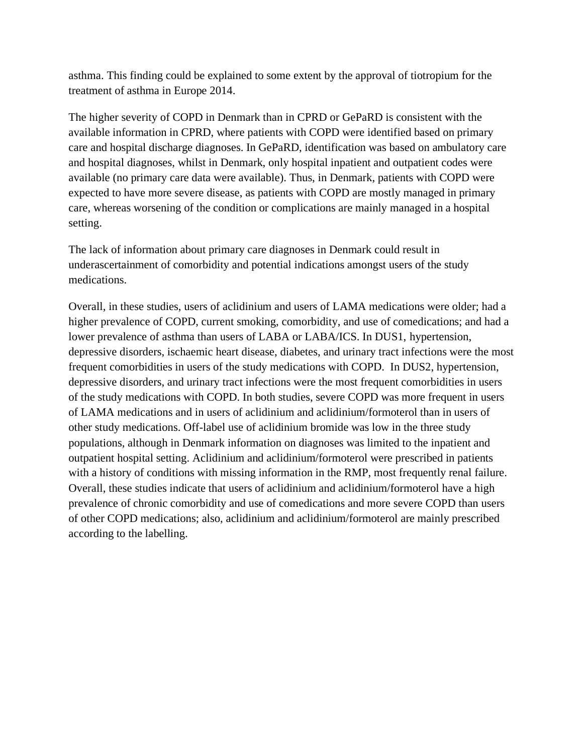asthma. This finding could be explained to some extent by the approval of tiotropium for the treatment of asthma in Europe 2014.

The higher severity of COPD in Denmark than in CPRD or GePaRD is consistent with the available information in CPRD, where patients with COPD were identified based on primary care and hospital discharge diagnoses. In GePaRD, identification was based on ambulatory care and hospital diagnoses, whilst in Denmark, only hospital inpatient and outpatient codes were available (no primary care data were available). Thus, in Denmark, patients with COPD were expected to have more severe disease, as patients with COPD are mostly managed in primary care, whereas worsening of the condition or complications are mainly managed in a hospital setting.

The lack of information about primary care diagnoses in Denmark could result in underascertainment of comorbidity and potential indications amongst users of the study medications.

Overall, in these studies, users of aclidinium and users of LAMA medications were older; had a higher prevalence of COPD, current smoking, comorbidity, and use of comedications; and had a lower prevalence of asthma than users of LABA or LABA/ICS. In DUS1, hypertension, depressive disorders, ischaemic heart disease, diabetes, and urinary tract infections were the most frequent comorbidities in users of the study medications with COPD. In DUS2, hypertension, depressive disorders, and urinary tract infections were the most frequent comorbidities in users of the study medications with COPD. In both studies, severe COPD was more frequent in users of LAMA medications and in users of aclidinium and aclidinium/formoterol than in users of other study medications. Off-label use of aclidinium bromide was low in the three study populations, although in Denmark information on diagnoses was limited to the inpatient and outpatient hospital setting. Aclidinium and aclidinium/formoterol were prescribed in patients with a history of conditions with missing information in the RMP, most frequently renal failure. Overall, these studies indicate that users of aclidinium and aclidinium/formoterol have a high prevalence of chronic comorbidity and use of comedications and more severe COPD than users of other COPD medications; also, aclidinium and aclidinium/formoterol are mainly prescribed according to the labelling.